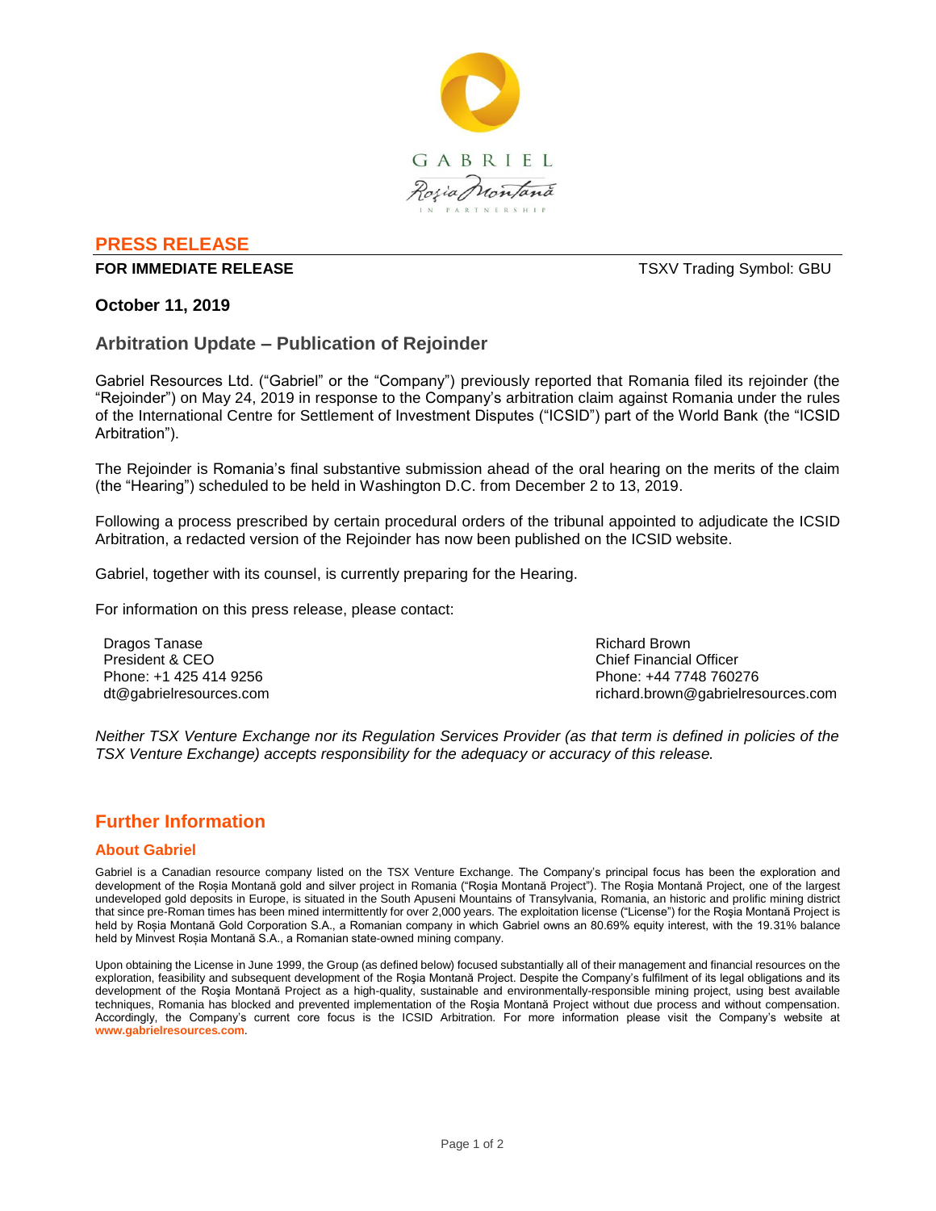GABRIEL
Roşia Montană
IN PARTNERSHIP

## PRESS RELEASE

**FOR IMMEDIATE RELEASE** TSXV Trading Symbol: GBU

**October 11, 2019**

## Arbitration Update – Publication of Rejoinder

Gabriel Resources Ltd. ("Gabriel" or the "Company") previously reported that Romania filed its rejoinder (the "Rejoinder") on May 24, 2019 in response to the Company's arbitration claim against Romania under the rules of the International Centre for Settlement of Investment Disputes ("ICSID") part of the World Bank (the "ICSID Arbitration").

The Rejoinder is Romania's final substantive submission ahead of the oral hearing on the merits of the claim (the "Hearing") scheduled to be held in Washington D.C. from December 2 to 13, 2019.

Following a process prescribed by certain procedural orders of the tribunal appointed to adjudicate the ICSID Arbitration, a redacted version of the Rejoinder has now been published on the ICSID website.

Gabriel, together with its counsel, is currently preparing for the Hearing.

For information on this press release, please contact:

Dragos Tanase
President & CEO
Phone: +1 425 414 9256
dt@gabrielresources.com

Richard Brown
Chief Financial Officer
Phone: +44 7748 760276
richard.brown@gabrielresources.com

*Neither TSX Venture Exchange nor its Regulation Services Provider (as that term is defined in policies of the TSX Venture Exchange) accepts responsibility for the adequacy or accuracy of this release.*

## Further Information

### About Gabriel

Gabriel is a Canadian resource company listed on the TSX Venture Exchange. The Company's principal focus has been the exploration and development of the Roşia Montană gold and silver project in Romania ("Roşia Montană Project"). The Roşia Montană Project, one of the largest undeveloped gold deposits in Europe, is situated in the South Apuseni Mountains of Transylvania, Romania, an historic and prolific mining district that since pre-Roman times has been mined intermittently for over 2,000 years. The exploitation license ("License") for the Roşia Montană Project is held by Roșia Montană Gold Corporation S.A., a Romanian company in which Gabriel owns an 80.69% equity interest, with the 19.31% balance held by Minvest Roșia Montană S.A., a Romanian state-owned mining company.

Upon obtaining the License in June 1999, the Group (as defined below) focused substantially all of their management and financial resources on the exploration, feasibility and subsequent development of the Roşia Montană Project. Despite the Company's fulfilment of its legal obligations and its development of the Roşia Montană Project as a high-quality, sustainable and environmentally-responsible mining project, using best available techniques, Romania has blocked and prevented implementation of the Roşia Montană Project without due process and without compensation. Accordingly, the Company's current core focus is the ICSID Arbitration. For more information please visit the Company's website at **www.gabrielresources.com**.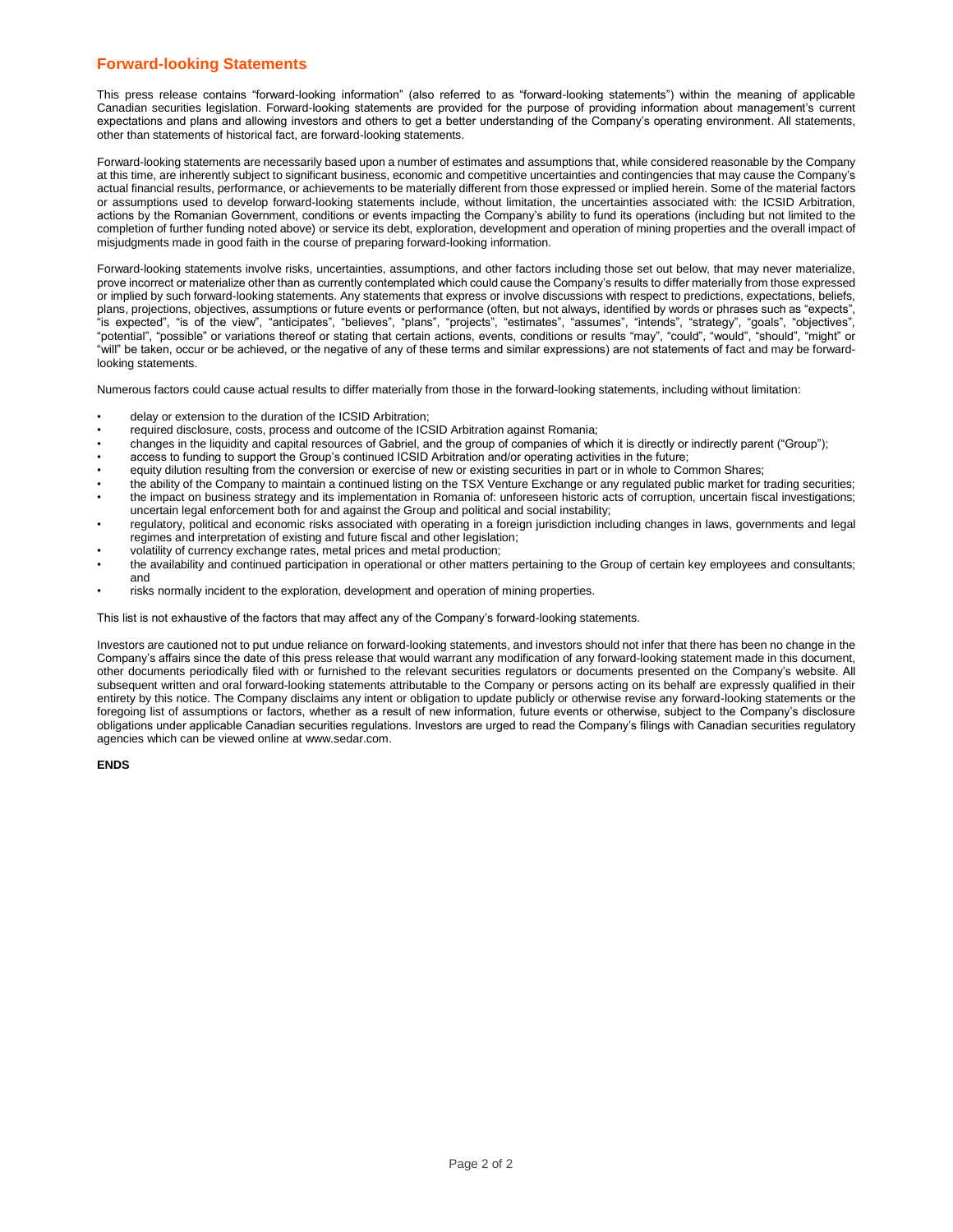## Forward-looking Statements

This press release contains "forward-looking information" (also referred to as "forward-looking statements") within the meaning of applicable Canadian securities legislation. Forward-looking statements are provided for the purpose of providing information about management's current expectations and plans and allowing investors and others to get a better understanding of the Company's operating environment. All statements, other than statements of historical fact, are forward-looking statements.

Forward-looking statements are necessarily based upon a number of estimates and assumptions that, while considered reasonable by the Company at this time, are inherently subject to significant business, economic and competitive uncertainties and contingencies that may cause the Company's actual financial results, performance, or achievements to be materially different from those expressed or implied herein. Some of the material factors or assumptions used to develop forward-looking statements include, without limitation, the uncertainties associated with: the ICSID Arbitration, actions by the Romanian Government, conditions or events impacting the Company's ability to fund its operations (including but not limited to the completion of further funding noted above) or service its debt, exploration, development and operation of mining properties and the overall impact of misjudgments made in good faith in the course of preparing forward-looking information.

Forward-looking statements involve risks, uncertainties, assumptions, and other factors including those set out below, that may never materialize, prove incorrect or materialize other than as currently contemplated which could cause the Company's results to differ materially from those expressed or implied by such forward-looking statements. Any statements that express or involve discussions with respect to predictions, expectations, beliefs, plans, projections, objectives, assumptions or future events or performance (often, but not always, identified by words or phrases such as "expects", "is expected", "is of the view", "anticipates", "believes", "plans", "projects", "estimates", "assumes", "intends", "strategy", "goals", "objectives", "potential", "possible" or variations thereof or stating that certain actions, events, conditions or results "may", "could", "would", "should", "might" or "will" be taken, occur or be achieved, or the negative of any of these terms and similar expressions) are not statements of fact and may be forward-looking statements.

Numerous factors could cause actual results to differ materially from those in the forward-looking statements, including without limitation:

- delay or extension to the duration of the ICSID Arbitration;
- required disclosure, costs, process and outcome of the ICSID Arbitration against Romania;
- changes in the liquidity and capital resources of Gabriel, and the group of companies of which it is directly or indirectly parent ("Group");
- access to funding to support the Group's continued ICSID Arbitration and/or operating activities in the future;
- equity dilution resulting from the conversion or exercise of new or existing securities in part or in whole to Common Shares;
- the ability of the Company to maintain a continued listing on the TSX Venture Exchange or any regulated public market for trading securities;
- the impact on business strategy and its implementation in Romania of: unforeseen historic acts of corruption, uncertain fiscal investigations; uncertain legal enforcement both for and against the Group and political and social instability;
- regulatory, political and economic risks associated with operating in a foreign jurisdiction including changes in laws, governments and legal regimes and interpretation of existing and future fiscal and other legislation;
- volatility of currency exchange rates, metal prices and metal production;
- the availability and continued participation in operational or other matters pertaining to the Group of certain key employees and consultants; and
- risks normally incident to the exploration, development and operation of mining properties.

This list is not exhaustive of the factors that may affect any of the Company's forward-looking statements.

Investors are cautioned not to put undue reliance on forward-looking statements, and investors should not infer that there has been no change in the Company's affairs since the date of this press release that would warrant any modification of any forward-looking statement made in this document, other documents periodically filed with or furnished to the relevant securities regulators or documents presented on the Company's website. All subsequent written and oral forward-looking statements attributable to the Company or persons acting on its behalf are expressly qualified in their entirety by this notice. The Company disclaims any intent or obligation to update publicly or otherwise revise any forward-looking statements or the foregoing list of assumptions or factors, whether as a result of new information, future events or otherwise, subject to the Company's disclosure obligations under applicable Canadian securities regulations. Investors are urged to read the Company's filings with Canadian securities regulatory agencies which can be viewed online at www.sedar.com.

**ENDS**